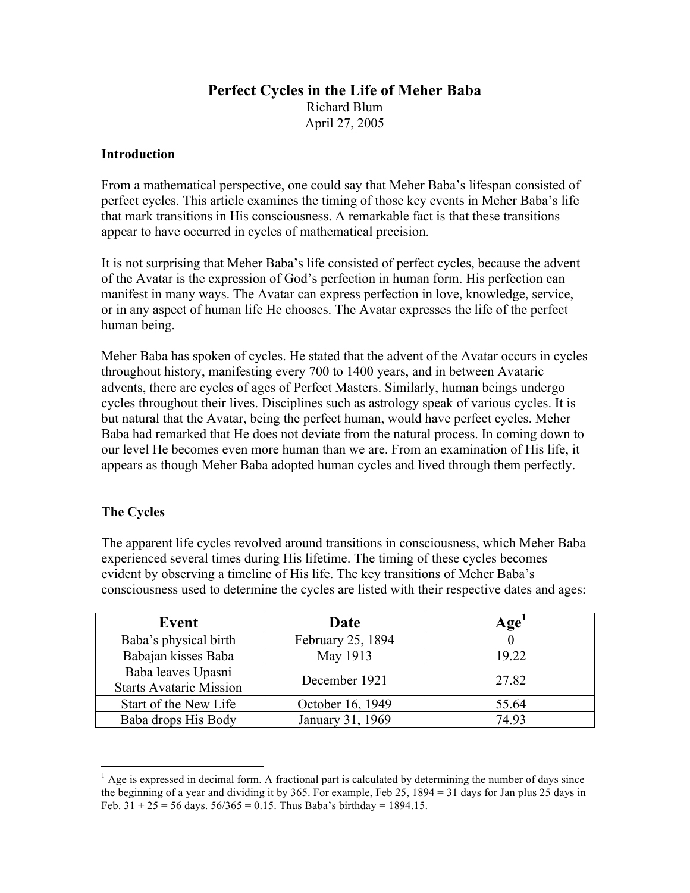# Perfect Cycles in the Life of Meher Baba

Richard Blum

April 27, 2005

## Introduction

From a mathematical perspective, one could say that Meher Baba's lifespan consisted of perfect cycles. This article examines the timing of those key events in Meher Baba's life that mark transitions in His consciousness. A remarkable fact is that these transitions appear to have occurred in cycles of mathematical precision.

It is not surprising that Meher Baba's life consisted of perfect cycles, because the advent of the Avatar is the expression of God's perfection in human form. His perfection can manifest in many ways. The Avatar can express perfection in love, knowledge, service, or in any aspect of human life He chooses. The Avatar expresses the life of the perfect human being.

Meher Baba has spoken of cycles. He stated that the advent of the Avatar occurs in cycles throughout history, manifesting every 700 to 1400 years, and in between Avataric advents, there are cycles of ages of Perfect Masters. Similarly, human beings undergo cycles throughout their lives. Disciplines such as astrology speak of various cycles. It is but natural that the Avatar, being the perfect human, would have perfect cycles. Meher Baba had remarked that He does not deviate from the natural process. In coming down to our level He becomes even more human than we are. From an examination of His life, it appears as though Meher Baba adopted human cycles and lived through them perfectly.

## The Cycles

The apparent life cycles revolved around transitions in consciousness, which Meher Baba experienced several times during His lifetime. The timing of these cycles becomes evident by observing a timeline of His life. The key transitions of Meher Baba's consciousness used to determine the cycles are listed with their respective dates and ages:

| Event | Date | Age[1] |
|---|---|---|
| Baba's physical birth | February 25, 1894 | 0 |
| Babajan kisses Baba | May 1913 | 19.22 |
| Baba leaves Upasni<br>Starts Avataric Mission | December 1921 | 27.82 |
| Start of the New Life | October 16, 1949 | 55.64 |
| Baba drops His Body | January 31, 1969 | 74.93 |

[1] Age is expressed in decimal form. A fractional part is calculated by determining the number of days since the beginning of a year and dividing it by 365. For example, Feb 25, 1894 = 31 days for Jan plus 25 days in Feb. 31 + 25 = 56 days. 56/365 = 0.15. Thus Baba's birthday = 1894.15.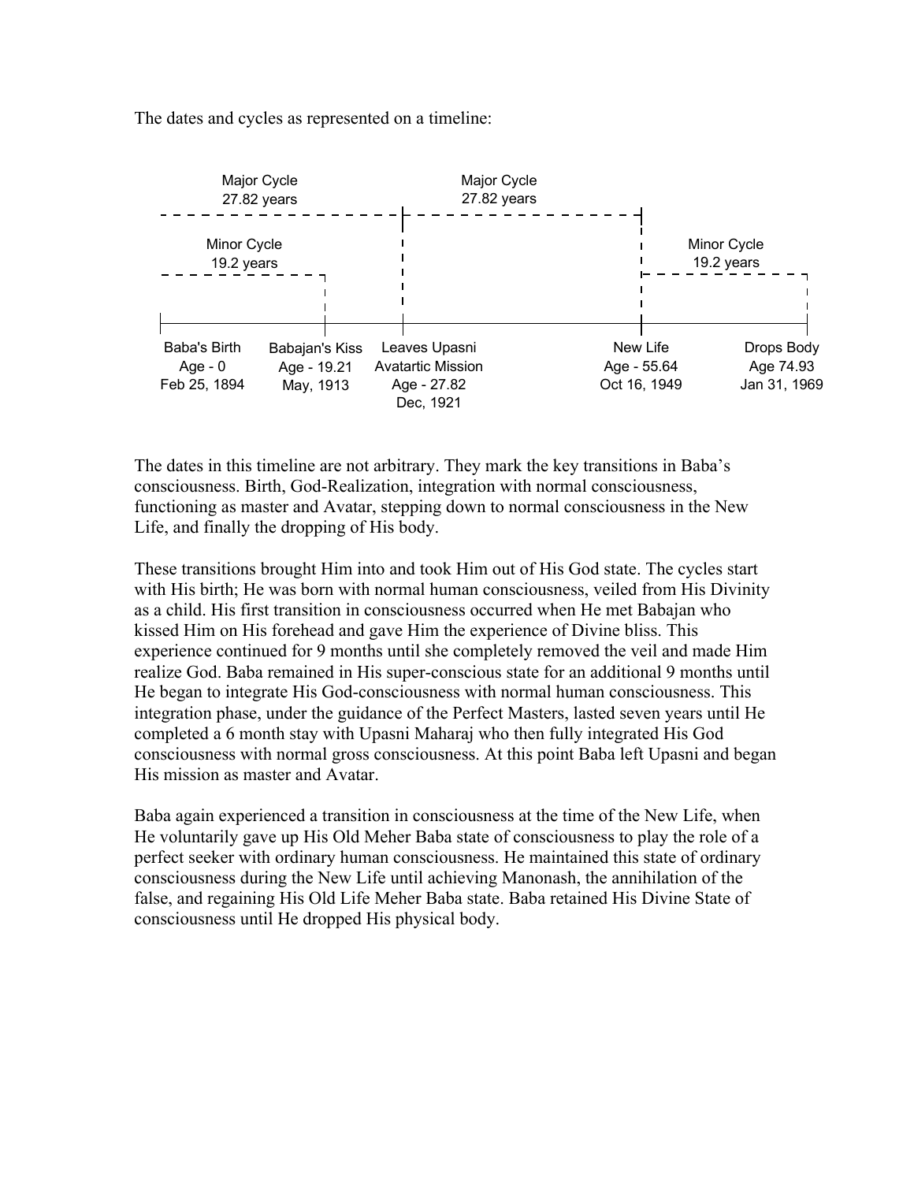The dates and cycles as represented on a timeline:

| Baba's Birth | Babajan's Kiss | Leaves Upasni Avatartic Mission | New Life | Drops Body |
|---|---|---|---|---|
| Age - 0 | Age - 19.21 | Age - 27.82 | Age - 55.64 | Age 74.93 |
| Feb 25, 1894 | May, 1913 | Dec, 1921 | Oct 16, 1949 | Jan 31, 1969 |

- Major Cycle 27.82 years (Baba's Birth to Leaves Upasni)
- Major Cycle 27.82 years (Leaves Upasni to New Life)
- Minor Cycle 19.2 years (Baba's Birth to Babajan's Kiss)
- Minor Cycle 19.2 years (New Life to Drops Body)

The dates in this timeline are not arbitrary. They mark the key transitions in Baba's consciousness. Birth, God-Realization, integration with normal consciousness, functioning as master and Avatar, stepping down to normal consciousness in the New Life, and finally the dropping of His body.

These transitions brought Him into and took Him out of His God state. The cycles start with His birth; He was born with normal human consciousness, veiled from His Divinity as a child. His first transition in consciousness occurred when He met Babajan who kissed Him on His forehead and gave Him the experience of Divine bliss. This experience continued for 9 months until she completely removed the veil and made Him realize God. Baba remained in His super-conscious state for an additional 9 months until He began to integrate His God-consciousness with normal human consciousness. This integration phase, under the guidance of the Perfect Masters, lasted seven years until He completed a 6 month stay with Upasni Maharaj who then fully integrated His God consciousness with normal gross consciousness. At this point Baba left Upasni and began His mission as master and Avatar.

Baba again experienced a transition in consciousness at the time of the New Life, when He voluntarily gave up His Old Meher Baba state of consciousness to play the role of a perfect seeker with ordinary human consciousness. He maintained this state of ordinary consciousness during the New Life until achieving Manonash, the annihilation of the false, and regaining His Old Life Meher Baba state. Baba retained His Divine State of consciousness until He dropped His physical body.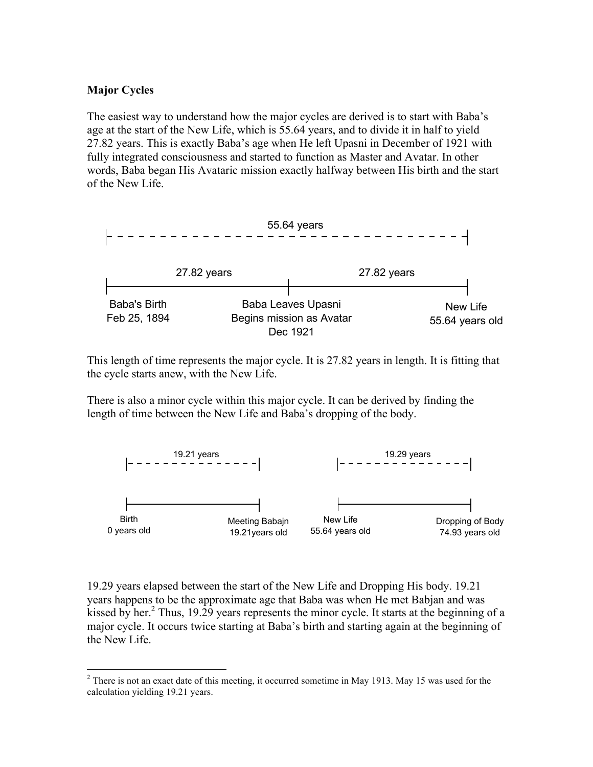### Major Cycles

The easiest way to understand how the major cycles are derived is to start with Baba's age at the start of the New Life, which is 55.64 years, and to divide it in half to yield 27.82 years. This is exactly Baba's age when He left Upasni in December of 1921 with fully integrated consciousness and started to function as Master and Avatar. In other words, Baba began His Avataric mission exactly halfway between His birth and the start of the New Life.

55.64 years

27.82 years | 27.82 years

Baba's Birth Feb 25, 1894 — Baba Leaves Upasni Begins mission as Avatar Dec 1921 — New Life 55.64 years old

This length of time represents the major cycle. It is 27.82 years in length. It is fitting that the cycle starts anew, with the New Life.

There is also a minor cycle within this major cycle. It can be derived by finding the length of time between the New Life and Baba's dropping of the body.

19.21 years: Birth 0 years old — Meeting Babajn 19.21years old

19.29 years: New Life 55.64 years old — Dropping of Body 74.93 years old

19.29 years elapsed between the start of the New Life and Dropping His body. 19.21 years happens to be the approximate age that Baba was when He met Babjan and was kissed by her.[2] Thus, 19.29 years represents the minor cycle. It starts at the beginning of a major cycle. It occurs twice starting at Baba's birth and starting again at the beginning of the New Life.

---

[2] There is not an exact date of this meeting, it occurred sometime in May 1913. May 15 was used for the calculation yielding 19.21 years.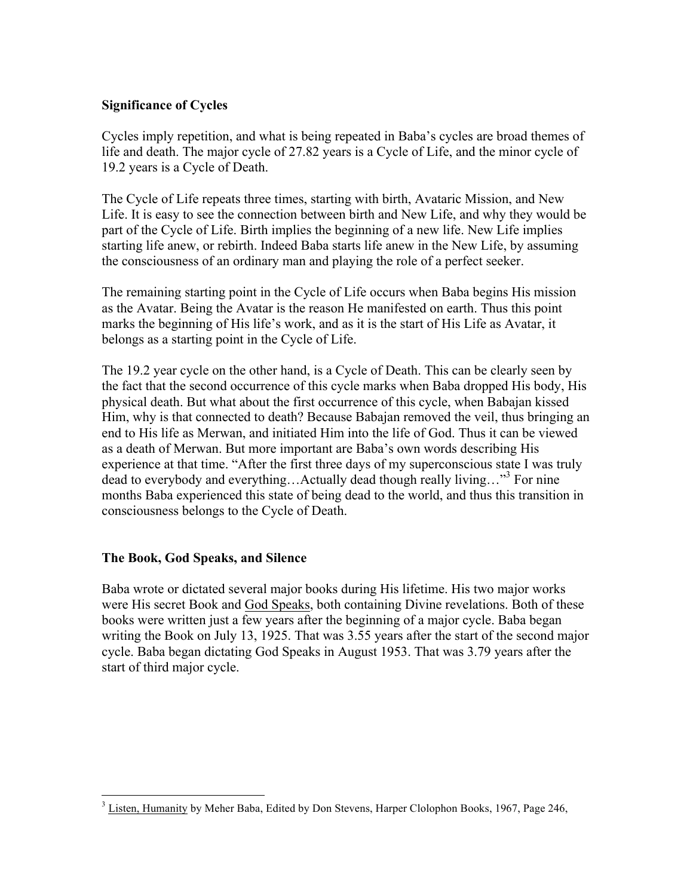## Significance of Cycles

Cycles imply repetition, and what is being repeated in Baba's cycles are broad themes of life and death. The major cycle of 27.82 years is a Cycle of Life, and the minor cycle of 19.2 years is a Cycle of Death.

The Cycle of Life repeats three times, starting with birth, Avataric Mission, and New Life. It is easy to see the connection between birth and New Life, and why they would be part of the Cycle of Life. Birth implies the beginning of a new life. New Life implies starting life anew, or rebirth. Indeed Baba starts life anew in the New Life, by assuming the consciousness of an ordinary man and playing the role of a perfect seeker.

The remaining starting point in the Cycle of Life occurs when Baba begins His mission as the Avatar. Being the Avatar is the reason He manifested on earth. Thus this point marks the beginning of His life's work, and as it is the start of His Life as Avatar, it belongs as a starting point in the Cycle of Life.

The 19.2 year cycle on the other hand, is a Cycle of Death. This can be clearly seen by the fact that the second occurrence of this cycle marks when Baba dropped His body, His physical death. But what about the first occurrence of this cycle, when Babajan kissed Him, why is that connected to death? Because Babajan removed the veil, thus bringing an end to His life as Merwan, and initiated Him into the life of God. Thus it can be viewed as a death of Merwan. But more important are Baba's own words describing His experience at that time. "After the first three days of my superconscious state I was truly dead to everybody and everything…Actually dead though really living…"[3] For nine months Baba experienced this state of being dead to the world, and thus this transition in consciousness belongs to the Cycle of Death.

## The Book, God Speaks, and Silence

Baba wrote or dictated several major books during His lifetime. His two major works were His secret Book and God Speaks, both containing Divine revelations. Both of these books were written just a few years after the beginning of a major cycle. Baba began writing the Book on July 13, 1925. That was 3.55 years after the start of the second major cycle. Baba began dictating God Speaks in August 1953. That was 3.79 years after the start of third major cycle.

---

[3] Listen, Humanity by Meher Baba, Edited by Don Stevens, Harper Clolophon Books, 1967, Page 246,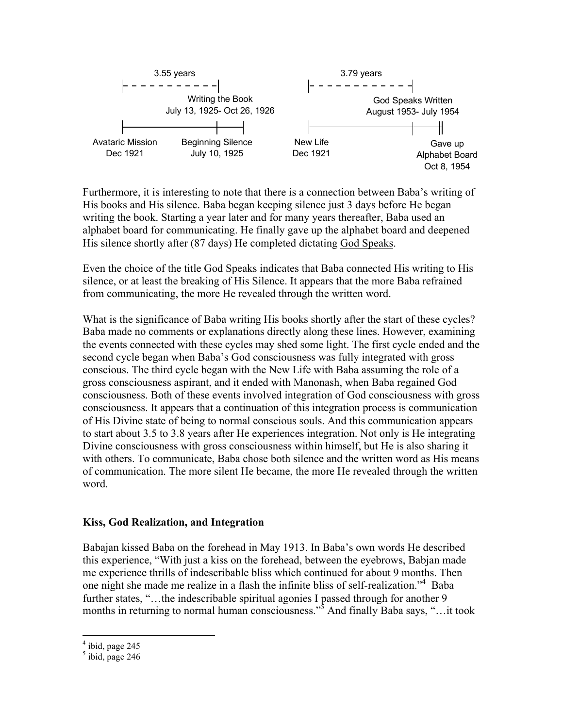3.55 years

Writing the Book
July 13, 1925- Oct 26, 1926

Avataric Mission
Dec 1921

Beginning Silence
July 10, 1925

3.79 years

God Speaks Written
August 1953- July 1954

New Life
Dec 1921

Gave up
Alphabet Board
Oct 8, 1954

Furthermore, it is interesting to note that there is a connection between Baba's writing of His books and His silence. Baba began keeping silence just 3 days before He began writing the book. Starting a year later and for many years thereafter, Baba used an alphabet board for communicating. He finally gave up the alphabet board and deepened His silence shortly after (87 days) He completed dictating God Speaks.

Even the choice of the title God Speaks indicates that Baba connected His writing to His silence, or at least the breaking of His Silence. It appears that the more Baba refrained from communicating, the more He revealed through the written word.

What is the significance of Baba writing His books shortly after the start of these cycles? Baba made no comments or explanations directly along these lines. However, examining the events connected with these cycles may shed some light. The first cycle ended and the second cycle began when Baba's God consciousness was fully integrated with gross conscious. The third cycle began with the New Life with Baba assuming the role of a gross consciousness aspirant, and it ended with Manonash, when Baba regained God consciousness. Both of these events involved integration of God consciousness with gross consciousness. It appears that a continuation of this integration process is communication of His Divine state of being to normal conscious souls. And this communication appears to start about 3.5 to 3.8 years after He experiences integration. Not only is He integrating Divine consciousness with gross consciousness within himself, but He is also sharing it with others. To communicate, Baba chose both silence and the written word as His means of communication. The more silent He became, the more He revealed through the written word.

### Kiss, God Realization, and Integration

Babajan kissed Baba on the forehead in May 1913. In Baba's own words He described this experience, "With just a kiss on the forehead, between the eyebrows, Babjan made me experience thrills of indescribable bliss which continued for about 9 months. Then one night she made me realize in a flash the infinite bliss of self-realization."[4] Baba further states, "…the indescribable spiritual agonies I passed through for another 9 months in returning to normal human consciousness."[5] And finally Baba says, "…it took

[4] ibid, page 245

[5] ibid, page 246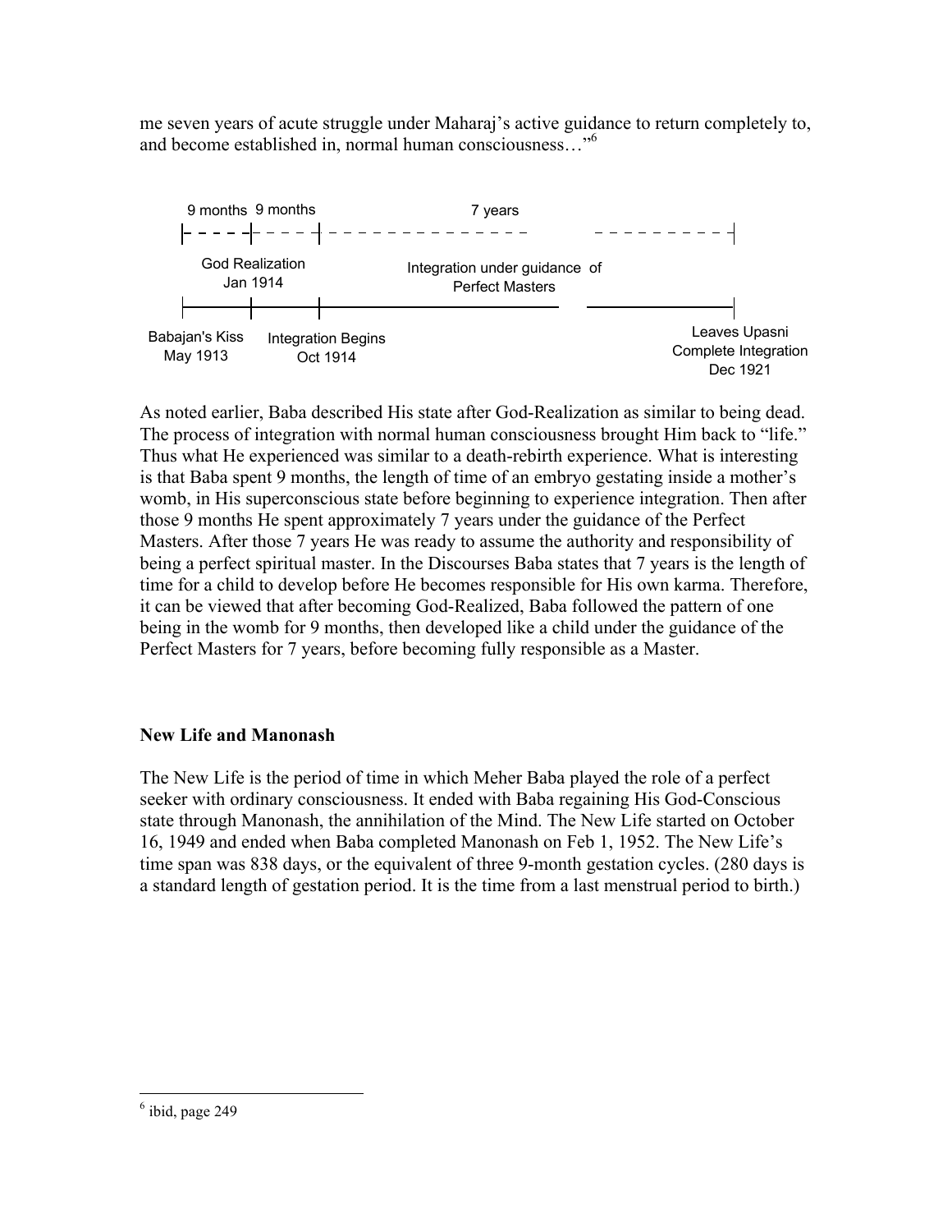me seven years of acute struggle under Maharaj's active guidance to return completely to, and become established in, normal human consciousness…"[6]

| 9 months | 9 months | 7 years |
| --- | --- | --- |
| Babajan's Kiss May 1913 | God Realization Jan 1914 | Integration Begins Oct 1914 — Integration under guidance of Perfect Masters — Leaves Upasni Complete Integration Dec 1921 |

As noted earlier, Baba described His state after God-Realization as similar to being dead. The process of integration with normal human consciousness brought Him back to "life." Thus what He experienced was similar to a death-rebirth experience. What is interesting is that Baba spent 9 months, the length of time of an embryo gestating inside a mother's womb, in His superconscious state before beginning to experience integration. Then after those 9 months He spent approximately 7 years under the guidance of the Perfect Masters. After those 7 years He was ready to assume the authority and responsibility of being a perfect spiritual master. In the Discourses Baba states that 7 years is the length of time for a child to develop before He becomes responsible for His own karma. Therefore, it can be viewed that after becoming God-Realized, Baba followed the pattern of one being in the womb for 9 months, then developed like a child under the guidance of the Perfect Masters for 7 years, before becoming fully responsible as a Master.

## New Life and Manonash

The New Life is the period of time in which Meher Baba played the role of a perfect seeker with ordinary consciousness. It ended with Baba regaining His God-Conscious state through Manonash, the annihilation of the Mind. The New Life started on October 16, 1949 and ended when Baba completed Manonash on Feb 1, 1952. The New Life's time span was 838 days, or the equivalent of three 9-month gestation cycles. (280 days is a standard length of gestation period. It is the time from a last menstrual period to birth.)

---

[6] ibid, page 249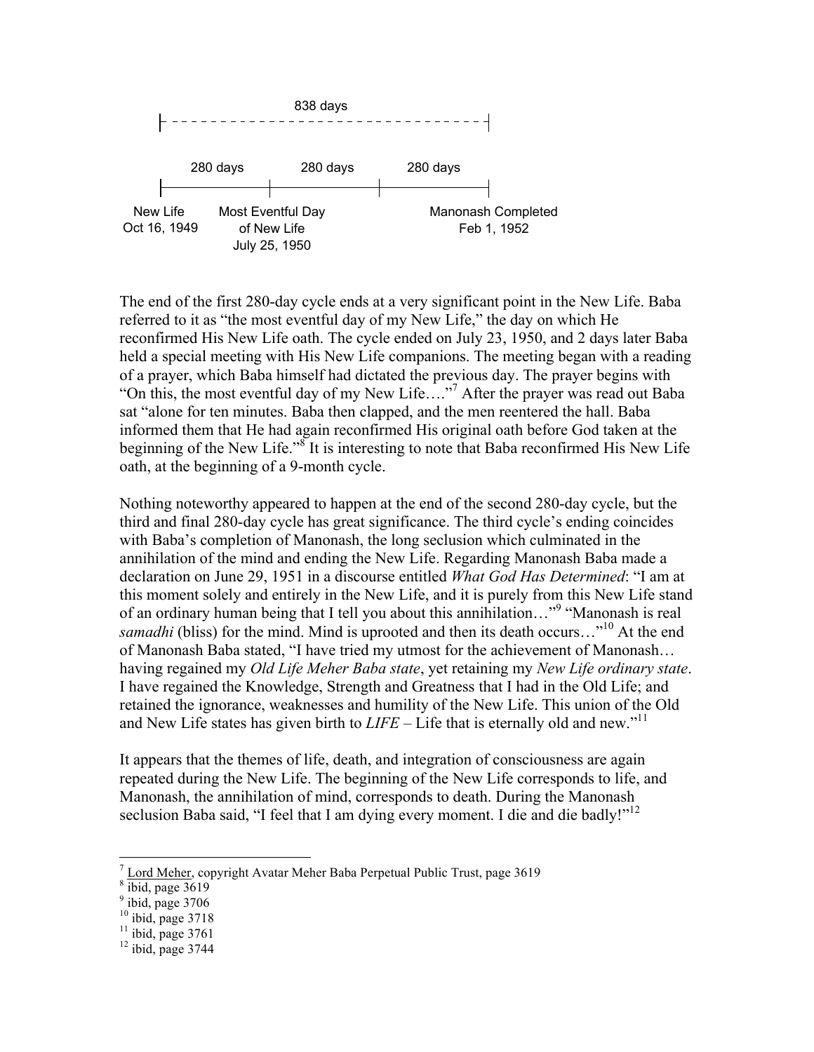838 days

| 280 days | 280 days | 280 days |
|---|---|---|

New Life Oct 16, 1949 — Most Eventful Day of New Life July 25, 1950 — Manonash Completed Feb 1, 1952

The end of the first 280-day cycle ends at a very significant point in the New Life. Baba referred to it as "the most eventful day of my New Life," the day on which He reconfirmed His New Life oath. The cycle ended on July 23, 1950, and 2 days later Baba held a special meeting with His New Life companions. The meeting began with a reading of a prayer, which Baba himself had dictated the previous day. The prayer begins with "On this, the most eventful day of my New Life…."[7] After the prayer was read out Baba sat "alone for ten minutes. Baba then clapped, and the men reentered the hall. Baba informed them that He had again reconfirmed His original oath before God taken at the beginning of the New Life."[8] It is interesting to note that Baba reconfirmed His New Life oath, at the beginning of a 9-month cycle.

Nothing noteworthy appeared to happen at the end of the second 280-day cycle, but the third and final 280-day cycle has great significance. The third cycle's ending coincides with Baba's completion of Manonash, the long seclusion which culminated in the annihilation of the mind and ending the New Life. Regarding Manonash Baba made a declaration on June 29, 1951 in a discourse entitled *What God Has Determined*: "I am at this moment solely and entirely in the New Life, and it is purely from this New Life stand of an ordinary human being that I tell you about this annihilation…"[9] "Manonash is real *samadhi* (bliss) for the mind. Mind is uprooted and then its death occurs…"[10] At the end of Manonash Baba stated, "I have tried my utmost for the achievement of Manonash… having regained my *Old Life Meher Baba state*, yet retaining my *New Life ordinary state*. I have regained the Knowledge, Strength and Greatness that I had in the Old Life; and retained the ignorance, weaknesses and humility of the New Life. This union of the Old and New Life states has given birth to *LIFE* – Life that is eternally old and new."[11]

It appears that the themes of life, death, and integration of consciousness are again repeated during the New Life. The beginning of the New Life corresponds to life, and Manonash, the annihilation of mind, corresponds to death. During the Manonash seclusion Baba said, "I feel that I am dying every moment. I die and die badly!"[12]

---

[7] Lord Meher, copyright Avatar Meher Baba Perpetual Public Trust, page 3619
[8] ibid, page 3619
[9] ibid, page 3706
[10] ibid, page 3718
[11] ibid, page 3761
[12] ibid, page 3744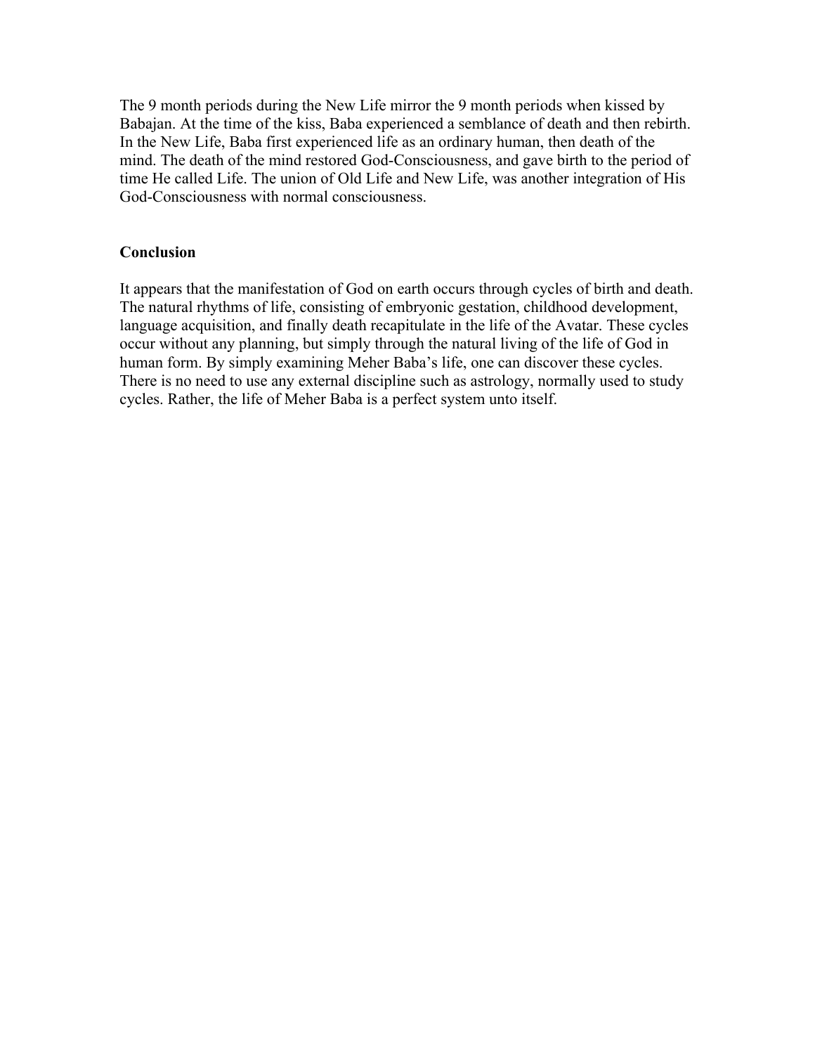The 9 month periods during the New Life mirror the 9 month periods when kissed by Babajan. At the time of the kiss, Baba experienced a semblance of death and then rebirth. In the New Life, Baba first experienced life as an ordinary human, then death of the mind. The death of the mind restored God-Consciousness, and gave birth to the period of time He called Life. The union of Old Life and New Life, was another integration of His God-Consciousness with normal consciousness.

## Conclusion

It appears that the manifestation of God on earth occurs through cycles of birth and death. The natural rhythms of life, consisting of embryonic gestation, childhood development, language acquisition, and finally death recapitulate in the life of the Avatar. These cycles occur without any planning, but simply through the natural living of the life of God in human form. By simply examining Meher Baba's life, one can discover these cycles. There is no need to use any external discipline such as astrology, normally used to study cycles. Rather, the life of Meher Baba is a perfect system unto itself.